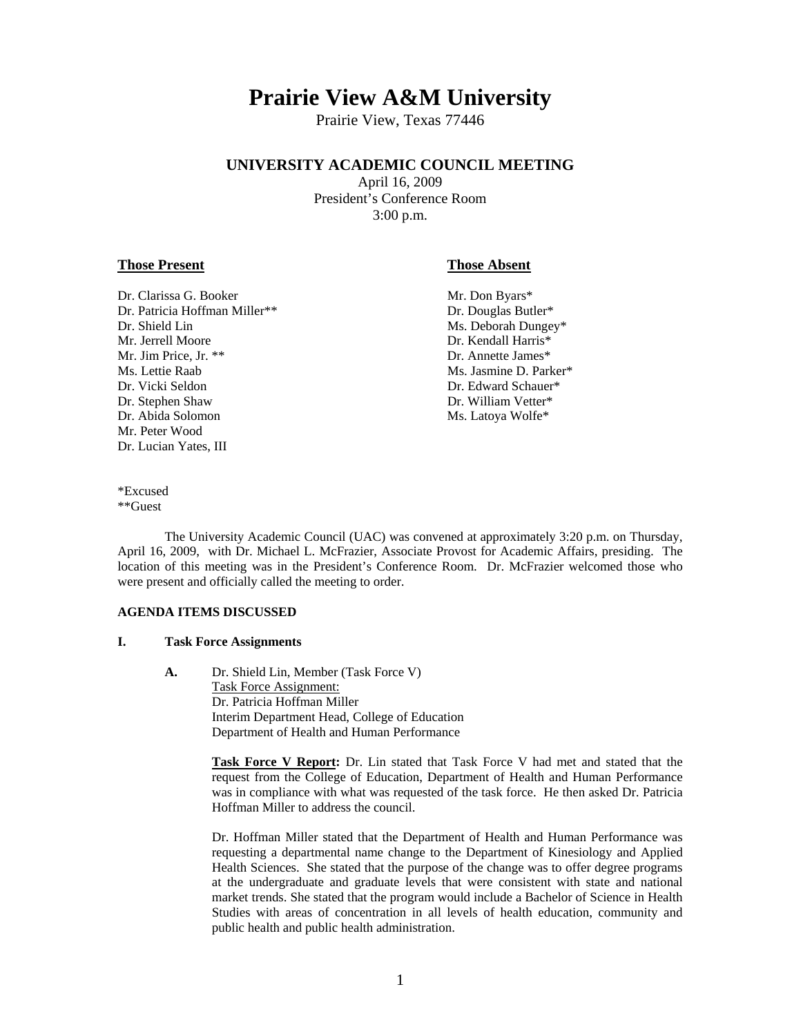# Prairie View A&M University

Prairie View, Texas 77446

## UNIVERSITY ACADEMIC COUNCIL MEETING

April 16, 2009
President's Conference Room
3:00 p.m.

| **Those Present** | **Those Absent** |
|---|---|
| Dr. Clarissa G. Booker | Mr. Don Byars* |
| Dr. Patricia Hoffman Miller** | Dr. Douglas Butler* |
| Dr. Shield Lin | Ms. Deborah Dungey* |
| Mr. Jerrell Moore | Dr. Kendall Harris* |
| Mr. Jim Price, Jr. ** | Dr. Annette James* |
| Ms. Lettie Raab | Ms. Jasmine D. Parker* |
| Dr. Vicki Seldon | Dr. Edward Schauer* |
| Dr. Stephen Shaw | Dr. William Vetter* |
| Dr. Abida Solomon | Ms. Latoya Wolfe* |
| Mr. Peter Wood | |
| Dr. Lucian Yates, III | |

*Excused
**Guest

The University Academic Council (UAC) was convened at approximately 3:20 p.m. on Thursday, April 16, 2009, with Dr. Michael L. McFrazier, Associate Provost for Academic Affairs, presiding. The location of this meeting was in the President's Conference Room. Dr. McFrazier welcomed those who were present and officially called the meeting to order.

**AGENDA ITEMS DISCUSSED**

**I. Task Force Assignments**

**A.** Dr. Shield Lin, Member (Task Force V)
Task Force Assignment:
Dr. Patricia Hoffman Miller
Interim Department Head, College of Education
Department of Health and Human Performance

**Task Force V Report:** Dr. Lin stated that Task Force V had met and stated that the request from the College of Education, Department of Health and Human Performance was in compliance with what was requested of the task force. He then asked Dr. Patricia Hoffman Miller to address the council.

Dr. Hoffman Miller stated that the Department of Health and Human Performance was requesting a departmental name change to the Department of Kinesiology and Applied Health Sciences. She stated that the purpose of the change was to offer degree programs at the undergraduate and graduate levels that were consistent with state and national market trends. She stated that the program would include a Bachelor of Science in Health Studies with areas of concentration in all levels of health education, community and public health and public health administration.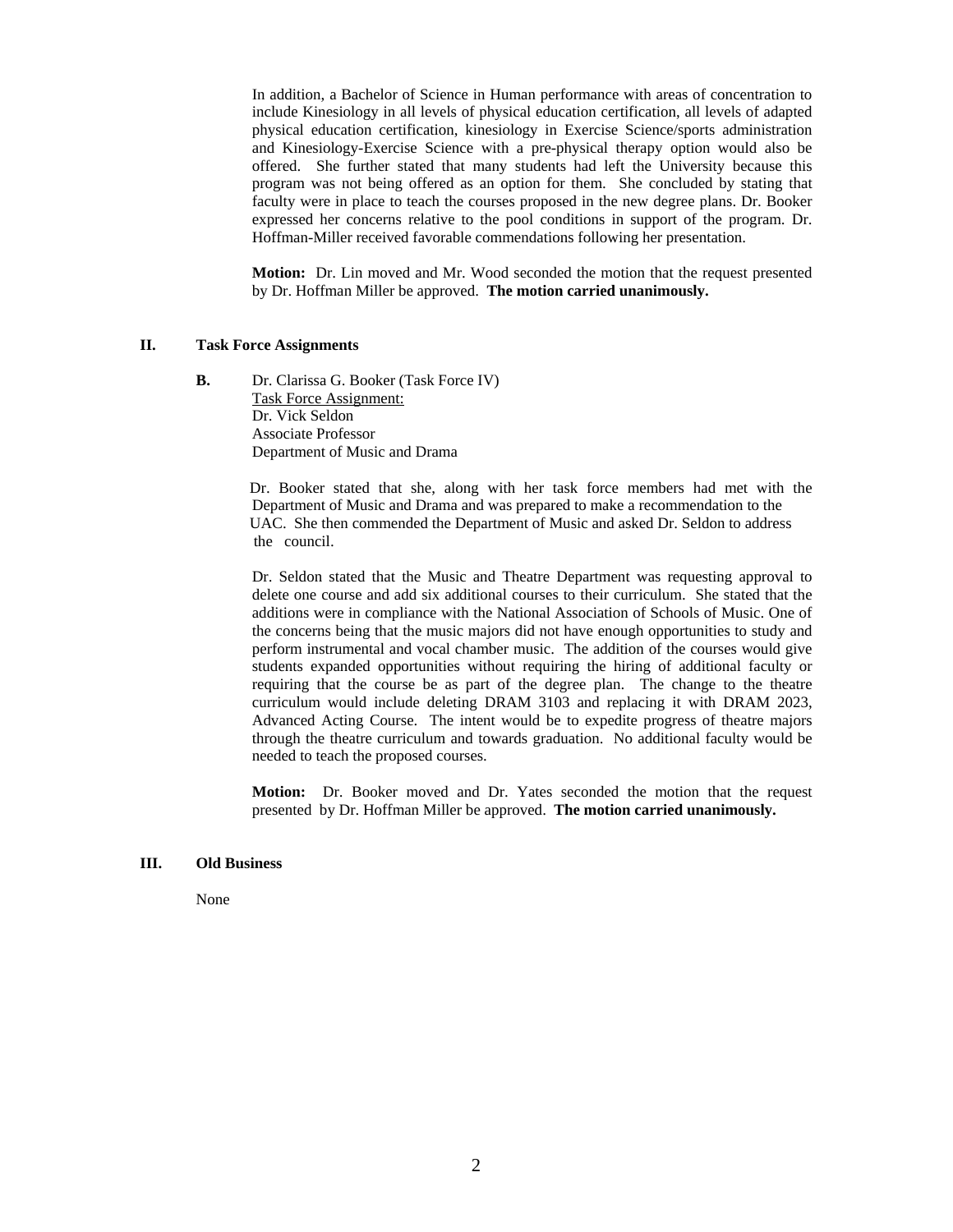In addition, a Bachelor of Science in Human performance with areas of concentration to include Kinesiology in all levels of physical education certification, all levels of adapted physical education certification, kinesiology in Exercise Science/sports administration and Kinesiology-Exercise Science with a pre-physical therapy option would also be offered. She further stated that many students had left the University because this program was not being offered as an option for them. She concluded by stating that faculty were in place to teach the courses proposed in the new degree plans. Dr. Booker expressed her concerns relative to the pool conditions in support of the program. Dr. Hoffman-Miller received favorable commendations following her presentation.

**Motion:** Dr. Lin moved and Mr. Wood seconded the motion that the request presented by Dr. Hoffman Miller be approved. **The motion carried unanimously.**

## II. Task Force Assignments

**B.** Dr. Clarissa G. Booker (Task Force IV)
Task Force Assignment:
Dr. Vick Seldon
Associate Professor
Department of Music and Drama

Dr. Booker stated that she, along with her task force members had met with the Department of Music and Drama and was prepared to make a recommendation to the UAC. She then commended the Department of Music and asked Dr. Seldon to address the council.

Dr. Seldon stated that the Music and Theatre Department was requesting approval to delete one course and add six additional courses to their curriculum. She stated that the additions were in compliance with the National Association of Schools of Music. One of the concerns being that the music majors did not have enough opportunities to study and perform instrumental and vocal chamber music. The addition of the courses would give students expanded opportunities without requiring the hiring of additional faculty or requiring that the course be as part of the degree plan. The change to the theatre curriculum would include deleting DRAM 3103 and replacing it with DRAM 2023, Advanced Acting Course. The intent would be to expedite progress of theatre majors through the theatre curriculum and towards graduation. No additional faculty would be needed to teach the proposed courses.

**Motion:** Dr. Booker moved and Dr. Yates seconded the motion that the request presented by Dr. Hoffman Miller be approved. **The motion carried unanimously.**

## III. Old Business

None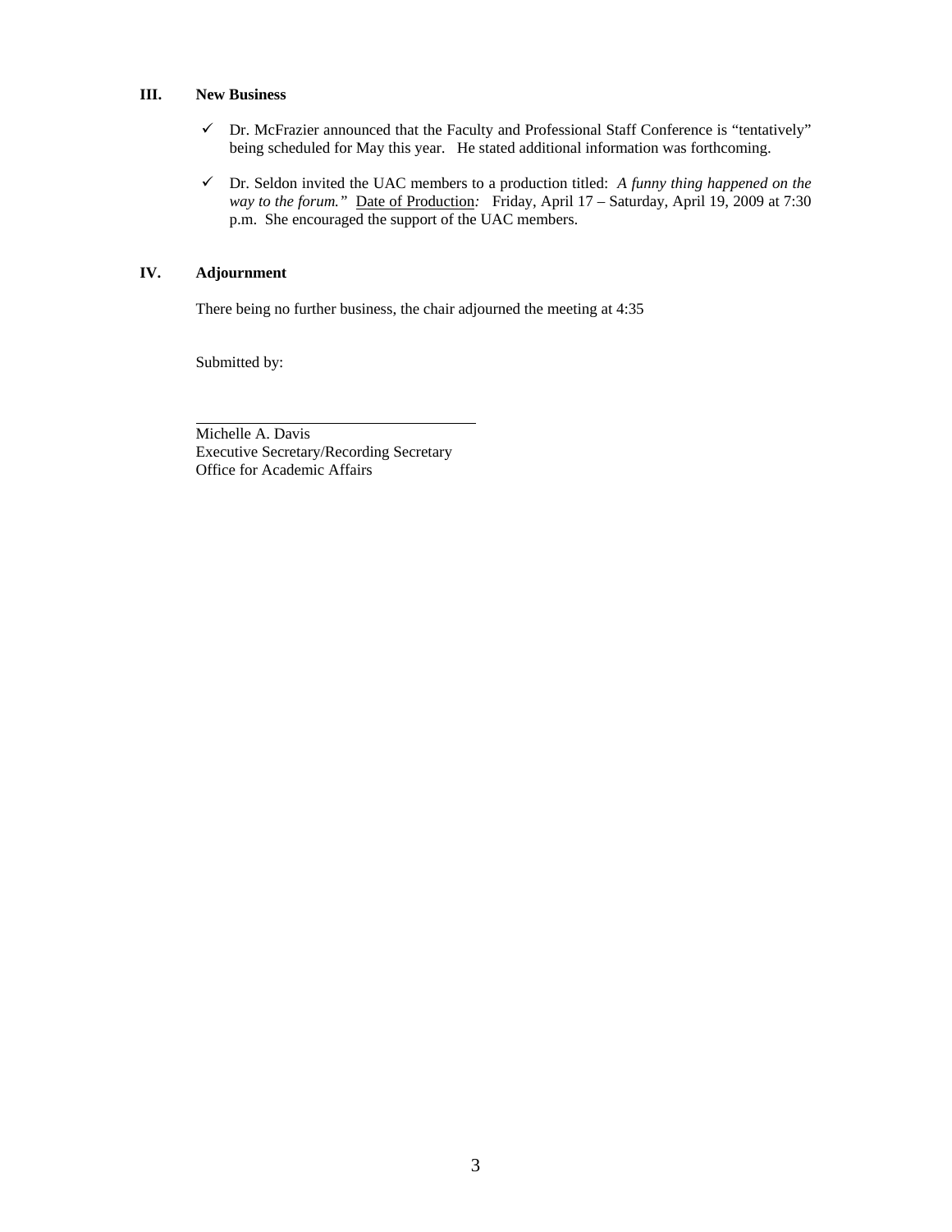### III. New Business

- ✓ Dr. McFrazier announced that the Faculty and Professional Staff Conference is "tentatively" being scheduled for May this year. He stated additional information was forthcoming.
- ✓ Dr. Seldon invited the UAC members to a production titled: *A funny thing happened on the way to the forum."* Date of Production*:* Friday, April 17 – Saturday, April 19, 2009 at 7:30 p.m. She encouraged the support of the UAC members.

### IV. Adjournment

There being no further business, the chair adjourned the meeting at 4:35

Submitted by:

\_\_\_\_\_\_\_\_\_\_\_\_\_\_\_\_\_\_\_\_\_\_\_\_\_\_\_\_\_\_\_\_\_\_\_\_

Michelle A. Davis
Executive Secretary/Recording Secretary
Office for Academic Affairs